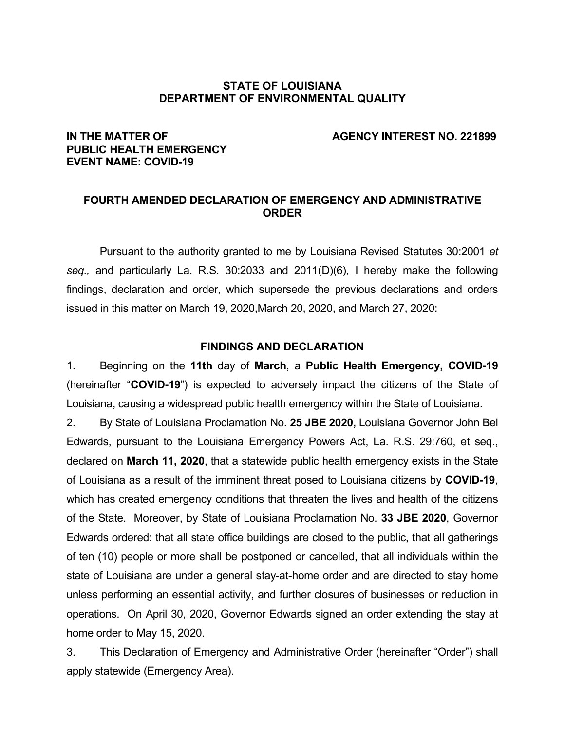**STATE OF LOUISIANA**
**DEPARTMENT OF ENVIRONMENTAL QUALITY**

**IN THE MATTER OF**
**PUBLIC HEALTH EMERGENCY**
**EVENT NAME: COVID-19**

**AGENCY INTEREST NO. 221899**

## FOURTH AMENDED DECLARATION OF EMERGENCY AND ADMINISTRATIVE ORDER

Pursuant to the authority granted to me by Louisiana Revised Statutes 30:2001 *et seq.,* and particularly La. R.S. 30:2033 and 2011(D)(6), I hereby make the following findings, declaration and order, which supersede the previous declarations and orders issued in this matter on March 19, 2020,March 20, 2020, and March 27, 2020:

### FINDINGS AND DECLARATION

1. Beginning on the **11th** day of **March**, a **Public Health Emergency, COVID-19** (hereinafter "**COVID-19**") is expected to adversely impact the citizens of the State of Louisiana, causing a widespread public health emergency within the State of Louisiana.

2. By State of Louisiana Proclamation No. **25 JBE 2020,** Louisiana Governor John Bel Edwards, pursuant to the Louisiana Emergency Powers Act, La. R.S. 29:760, et seq., declared on **March 11, 2020**, that a statewide public health emergency exists in the State of Louisiana as a result of the imminent threat posed to Louisiana citizens by **COVID-19**, which has created emergency conditions that threaten the lives and health of the citizens of the State. Moreover, by State of Louisiana Proclamation No. **33 JBE 2020**, Governor Edwards ordered: that all state office buildings are closed to the public, that all gatherings of ten (10) people or more shall be postponed or cancelled, that all individuals within the state of Louisiana are under a general stay-at-home order and are directed to stay home unless performing an essential activity, and further closures of businesses or reduction in operations. On April 30, 2020, Governor Edwards signed an order extending the stay at home order to May 15, 2020.

3. This Declaration of Emergency and Administrative Order (hereinafter "Order") shall apply statewide (Emergency Area).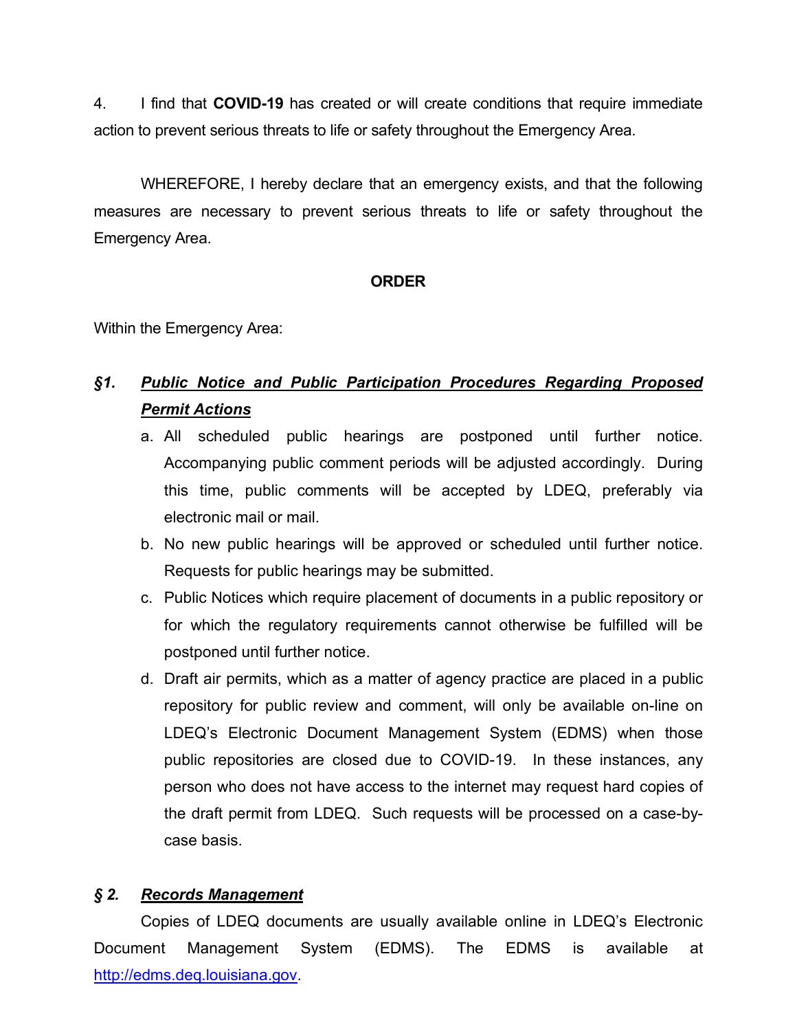4. I find that **COVID-19** has created or will create conditions that require immediate action to prevent serious threats to life or safety throughout the Emergency Area.

WHEREFORE, I hereby declare that an emergency exists, and that the following measures are necessary to prevent serious threats to life or safety throughout the Emergency Area.

**ORDER**

Within the Emergency Area:

## *§1. Public Notice and Public Participation Procedures Regarding Proposed Permit Actions*

a. All scheduled public hearings are postponed until further notice. Accompanying public comment periods will be adjusted accordingly. During this time, public comments will be accepted by LDEQ, preferably via electronic mail or mail.

b. No new public hearings will be approved or scheduled until further notice. Requests for public hearings may be submitted.

c. Public Notices which require placement of documents in a public repository or for which the regulatory requirements cannot otherwise be fulfilled will be postponed until further notice.

d. Draft air permits, which as a matter of agency practice are placed in a public repository for public review and comment, will only be available on-line on LDEQ's Electronic Document Management System (EDMS) when those public repositories are closed due to COVID-19. In these instances, any person who does not have access to the internet may request hard copies of the draft permit from LDEQ. Such requests will be processed on a case-by-case basis.

## *§ 2. Records Management*

Copies of LDEQ documents are usually available online in LDEQ's Electronic Document Management System (EDMS). The EDMS is available at http://edms.deq.louisiana.gov.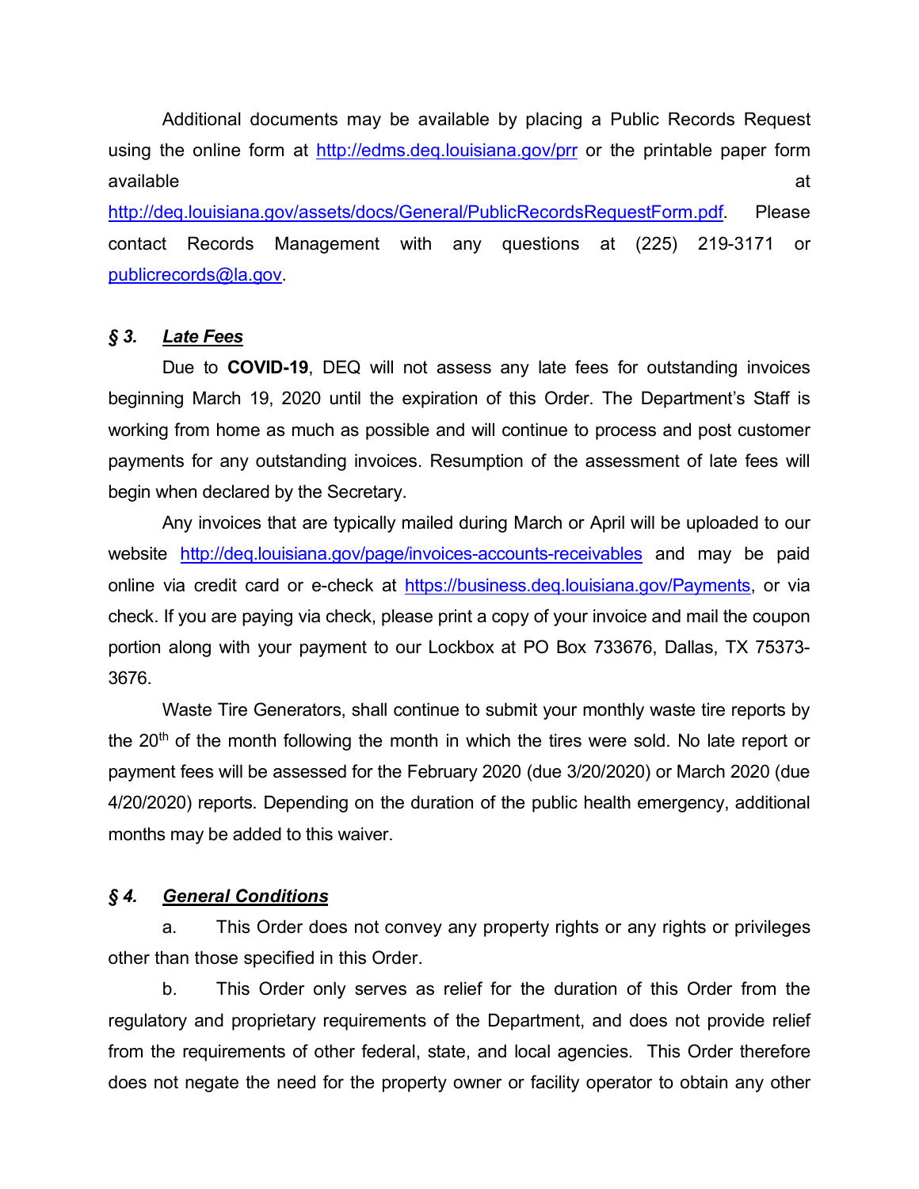Additional documents may be available by placing a Public Records Request using the online form at http://edms.deq.louisiana.gov/prr or the printable paper form available at http://deq.louisiana.gov/assets/docs/General/PublicRecordsRequestForm.pdf. Please contact Records Management with any questions at (225) 219-3171 or publicrecords@la.gov.

## *§ 3. Late Fees*

Due to **COVID-19**, DEQ will not assess any late fees for outstanding invoices beginning March 19, 2020 until the expiration of this Order. The Department's Staff is working from home as much as possible and will continue to process and post customer payments for any outstanding invoices. Resumption of the assessment of late fees will begin when declared by the Secretary.

Any invoices that are typically mailed during March or April will be uploaded to our website http://deq.louisiana.gov/page/invoices-accounts-receivables and may be paid online via credit card or e-check at https://business.deq.louisiana.gov/Payments, or via check. If you are paying via check, please print a copy of your invoice and mail the coupon portion along with your payment to our Lockbox at PO Box 733676, Dallas, TX 75373-3676.

Waste Tire Generators, shall continue to submit your monthly waste tire reports by the 20th of the month following the month in which the tires were sold. No late report or payment fees will be assessed for the February 2020 (due 3/20/2020) or March 2020 (due 4/20/2020) reports. Depending on the duration of the public health emergency, additional months may be added to this waiver.

## *§ 4. General Conditions*

a. This Order does not convey any property rights or any rights or privileges other than those specified in this Order.

b. This Order only serves as relief for the duration of this Order from the regulatory and proprietary requirements of the Department, and does not provide relief from the requirements of other federal, state, and local agencies. This Order therefore does not negate the need for the property owner or facility operator to obtain any other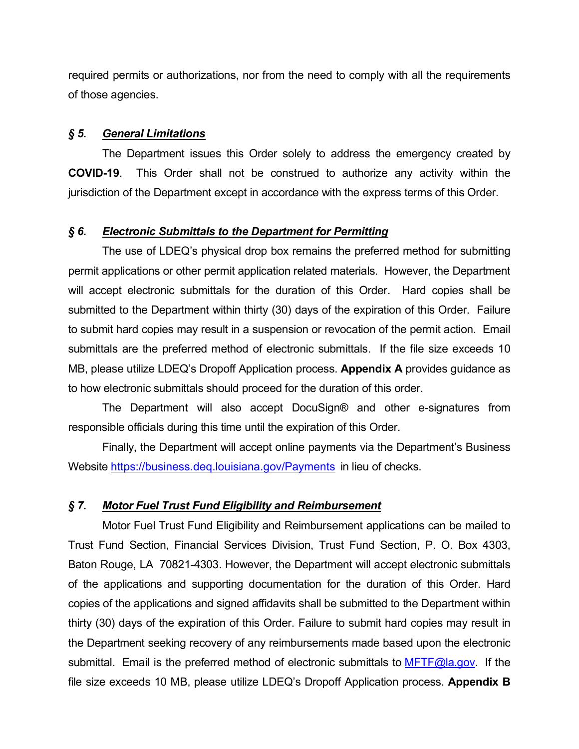required permits or authorizations, nor from the need to comply with all the requirements of those agencies.

### *§ 5. General Limitations*

The Department issues this Order solely to address the emergency created by **COVID-19**. This Order shall not be construed to authorize any activity within the jurisdiction of the Department except in accordance with the express terms of this Order.

### *§ 6. Electronic Submittals to the Department for Permitting*

The use of LDEQ's physical drop box remains the preferred method for submitting permit applications or other permit application related materials. However, the Department will accept electronic submittals for the duration of this Order. Hard copies shall be submitted to the Department within thirty (30) days of the expiration of this Order. Failure to submit hard copies may result in a suspension or revocation of the permit action. Email submittals are the preferred method of electronic submittals. If the file size exceeds 10 MB, please utilize LDEQ's Dropoff Application process. **Appendix A** provides guidance as to how electronic submittals should proceed for the duration of this order.

The Department will also accept DocuSign® and other e-signatures from responsible officials during this time until the expiration of this Order.

Finally, the Department will accept online payments via the Department's Business Website https://business.deq.louisiana.gov/Payments in lieu of checks.

### *§ 7. Motor Fuel Trust Fund Eligibility and Reimbursement*

Motor Fuel Trust Fund Eligibility and Reimbursement applications can be mailed to Trust Fund Section, Financial Services Division, Trust Fund Section, P. O. Box 4303, Baton Rouge, LA 70821-4303. However, the Department will accept electronic submittals of the applications and supporting documentation for the duration of this Order. Hard copies of the applications and signed affidavits shall be submitted to the Department within thirty (30) days of the expiration of this Order. Failure to submit hard copies may result in the Department seeking recovery of any reimbursements made based upon the electronic submittal. Email is the preferred method of electronic submittals to MFTF@la.gov. If the file size exceeds 10 MB, please utilize LDEQ's Dropoff Application process. **Appendix B**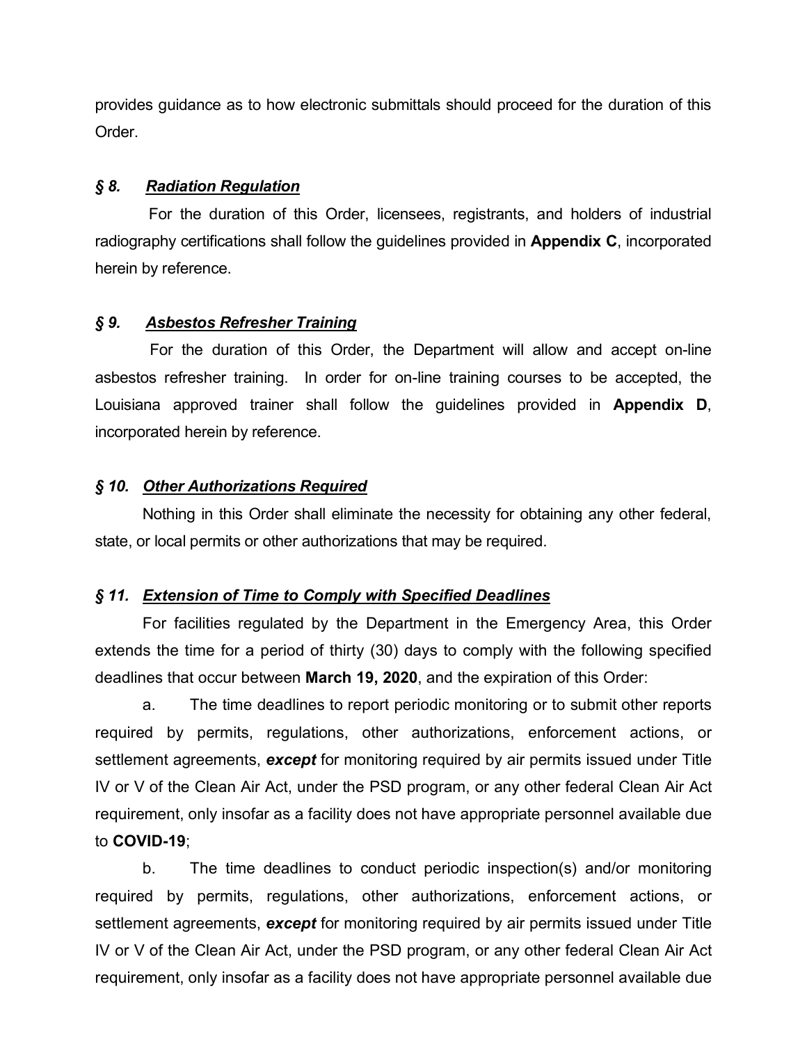provides guidance as to how electronic submittals should proceed for the duration of this Order.

### *§ 8. **Radiation Regulation***

For the duration of this Order, licensees, registrants, and holders of industrial radiography certifications shall follow the guidelines provided in **Appendix C**, incorporated herein by reference.

### *§ 9. **Asbestos Refresher Training***

For the duration of this Order, the Department will allow and accept on-line asbestos refresher training. In order for on-line training courses to be accepted, the Louisiana approved trainer shall follow the guidelines provided in **Appendix D**, incorporated herein by reference.

### *§ 10. **Other Authorizations Required***

Nothing in this Order shall eliminate the necessity for obtaining any other federal, state, or local permits or other authorizations that may be required.

### *§ 11. **Extension of Time to Comply with Specified Deadlines***

For facilities regulated by the Department in the Emergency Area, this Order extends the time for a period of thirty (30) days to comply with the following specified deadlines that occur between **March 19, 2020**, and the expiration of this Order:

a. The time deadlines to report periodic monitoring or to submit other reports required by permits, regulations, other authorizations, enforcement actions, or settlement agreements, ***except*** for monitoring required by air permits issued under Title IV or V of the Clean Air Act, under the PSD program, or any other federal Clean Air Act requirement, only insofar as a facility does not have appropriate personnel available due to **COVID-19**;

b. The time deadlines to conduct periodic inspection(s) and/or monitoring required by permits, regulations, other authorizations, enforcement actions, or settlement agreements, ***except*** for monitoring required by air permits issued under Title IV or V of the Clean Air Act, under the PSD program, or any other federal Clean Air Act requirement, only insofar as a facility does not have appropriate personnel available due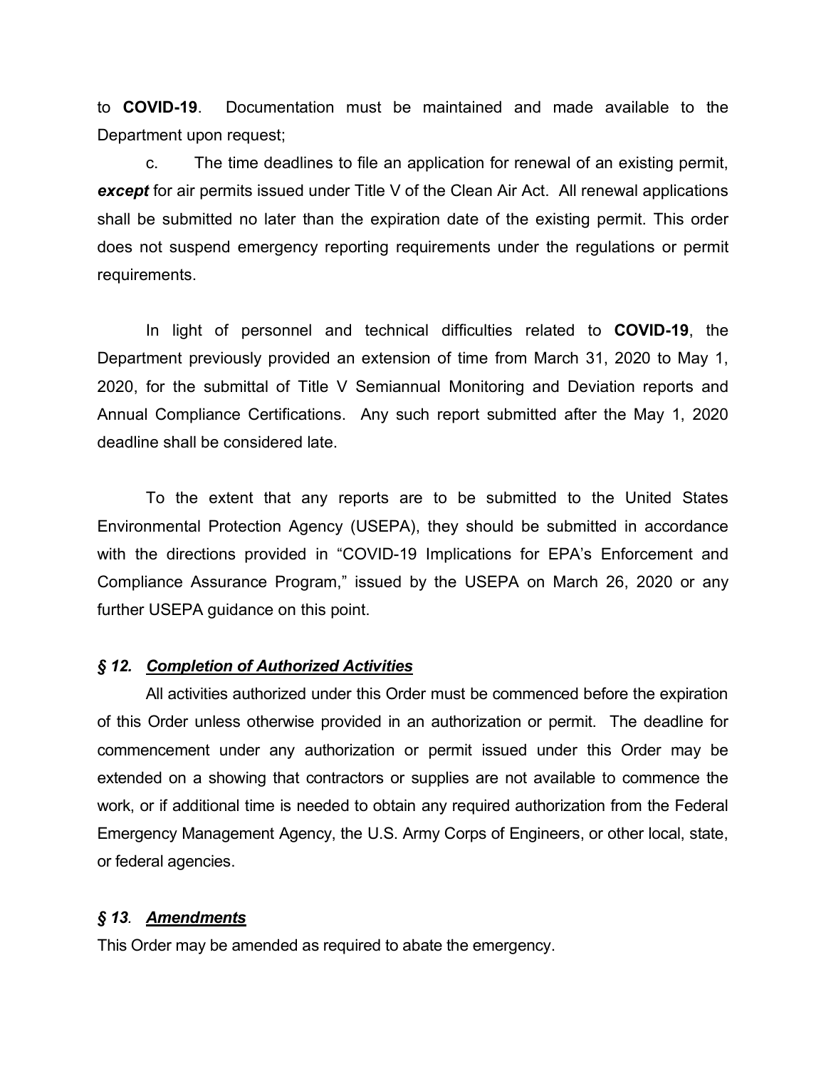to **COVID-19**. Documentation must be maintained and made available to the Department upon request;

c. The time deadlines to file an application for renewal of an existing permit, ***except*** for air permits issued under Title V of the Clean Air Act. All renewal applications shall be submitted no later than the expiration date of the existing permit. This order does not suspend emergency reporting requirements under the regulations or permit requirements.

In light of personnel and technical difficulties related to **COVID-19**, the Department previously provided an extension of time from March 31, 2020 to May 1, 2020, for the submittal of Title V Semiannual Monitoring and Deviation reports and Annual Compliance Certifications. Any such report submitted after the May 1, 2020 deadline shall be considered late.

To the extent that any reports are to be submitted to the United States Environmental Protection Agency (USEPA), they should be submitted in accordance with the directions provided in "COVID-19 Implications for EPA's Enforcement and Compliance Assurance Program," issued by the USEPA on March 26, 2020 or any further USEPA guidance on this point.

### *§ 12. Completion of Authorized Activities*

All activities authorized under this Order must be commenced before the expiration of this Order unless otherwise provided in an authorization or permit. The deadline for commencement under any authorization or permit issued under this Order may be extended on a showing that contractors or supplies are not available to commence the work, or if additional time is needed to obtain any required authorization from the Federal Emergency Management Agency, the U.S. Army Corps of Engineers, or other local, state, or federal agencies.

### *§ 13. Amendments*

This Order may be amended as required to abate the emergency.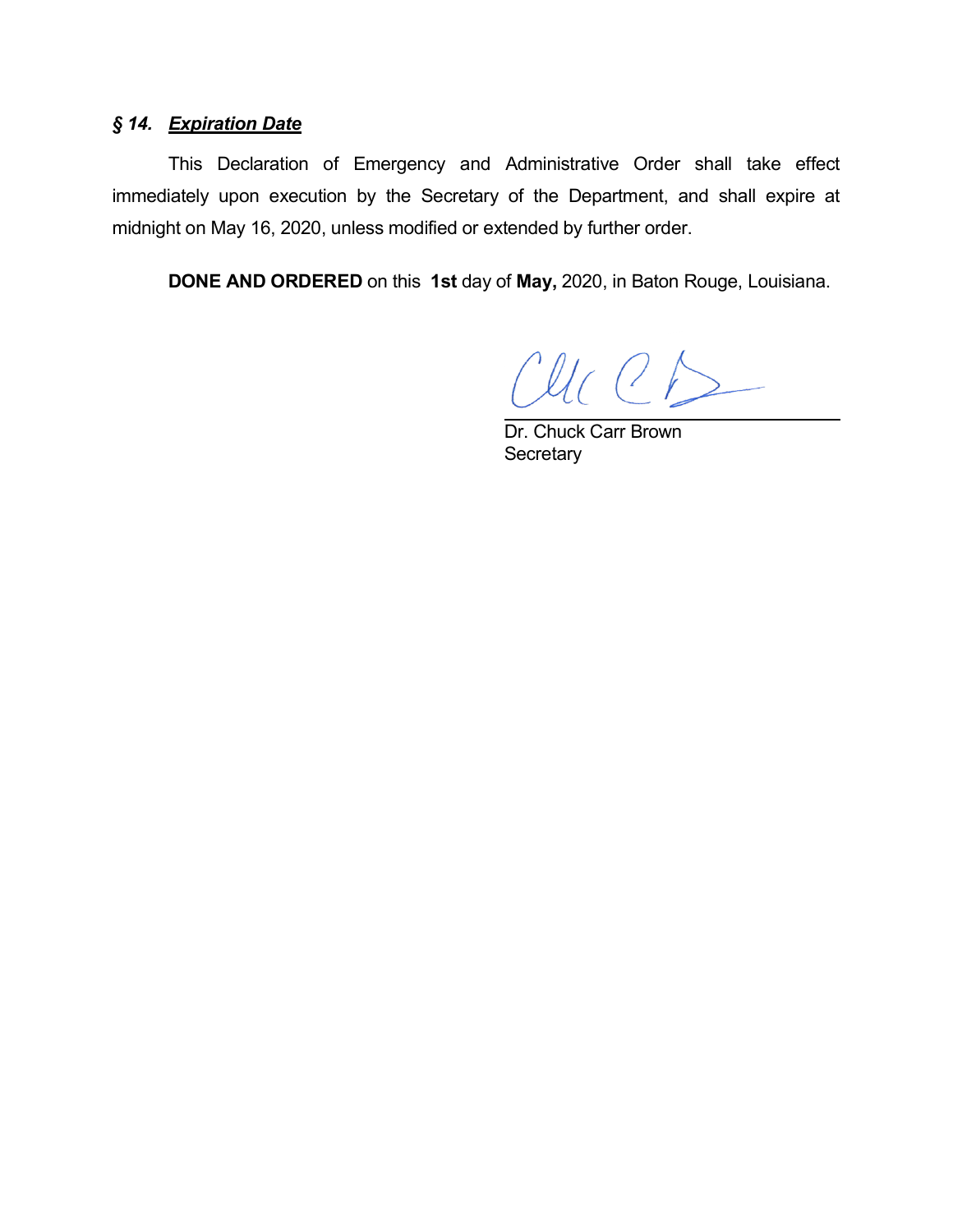### *§ 14. Expiration Date*

This Declaration of Emergency and Administrative Order shall take effect immediately upon execution by the Secretary of the Department, and shall expire at midnight on May 16, 2020, unless modified or extended by further order.

**DONE AND ORDERED** on this **1st** day of **May,** 2020, in Baton Rouge, Louisiana.

Dr. Chuck Carr Brown
Secretary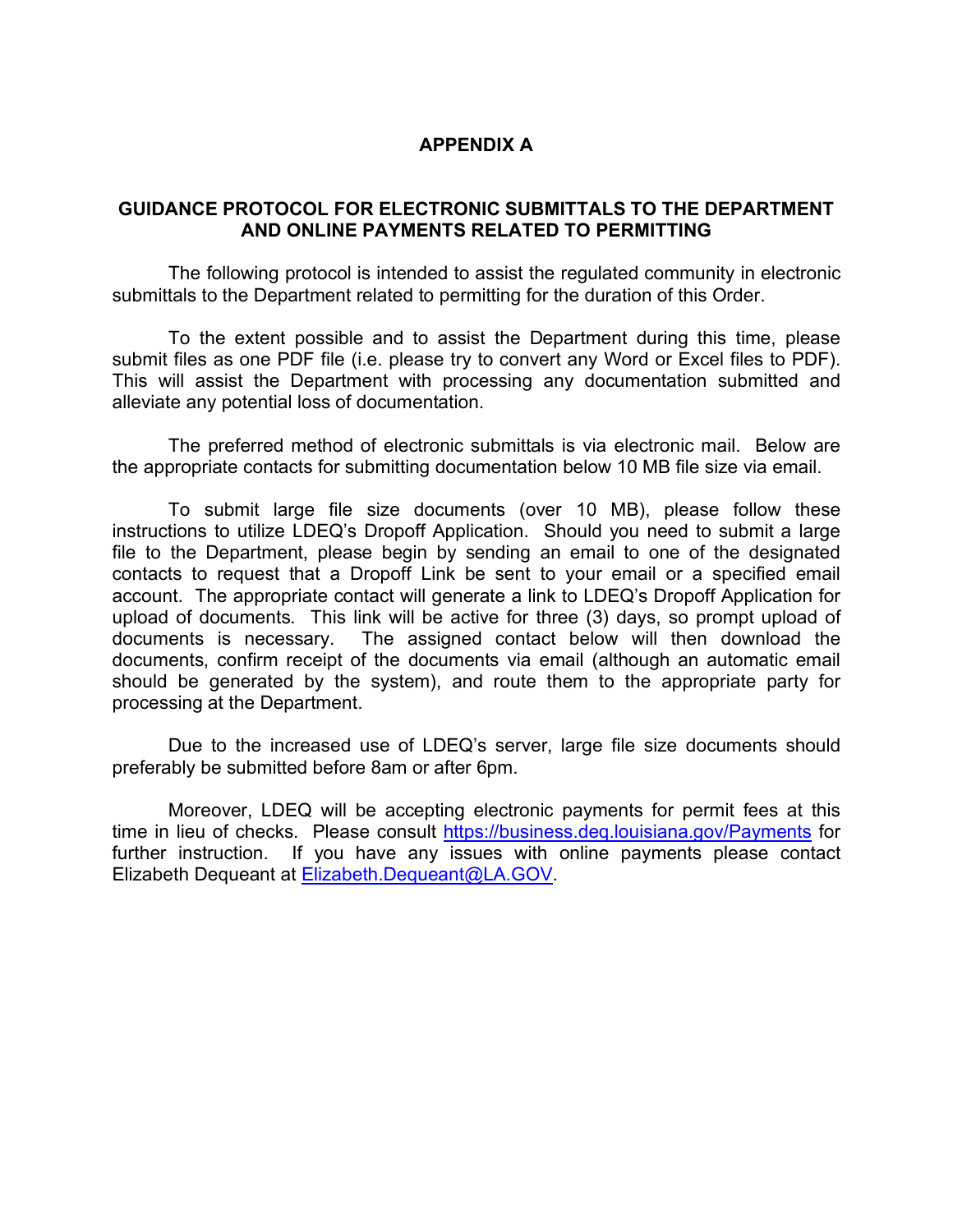# APPENDIX A

## GUIDANCE PROTOCOL FOR ELECTRONIC SUBMITTALS TO THE DEPARTMENT AND ONLINE PAYMENTS RELATED TO PERMITTING

The following protocol is intended to assist the regulated community in electronic submittals to the Department related to permitting for the duration of this Order.

To the extent possible and to assist the Department during this time, please submit files as one PDF file (i.e. please try to convert any Word or Excel files to PDF). This will assist the Department with processing any documentation submitted and alleviate any potential loss of documentation.

The preferred method of electronic submittals is via electronic mail. Below are the appropriate contacts for submitting documentation below 10 MB file size via email.

To submit large file size documents (over 10 MB), please follow these instructions to utilize LDEQ's Dropoff Application. Should you need to submit a large file to the Department, please begin by sending an email to one of the designated contacts to request that a Dropoff Link be sent to your email or a specified email account. The appropriate contact will generate a link to LDEQ's Dropoff Application for upload of documents. This link will be active for three (3) days, so prompt upload of documents is necessary. The assigned contact below will then download the documents, confirm receipt of the documents via email (although an automatic email should be generated by the system), and route them to the appropriate party for processing at the Department.

Due to the increased use of LDEQ's server, large file size documents should preferably be submitted before 8am or after 6pm.

Moreover, LDEQ will be accepting electronic payments for permit fees at this time in lieu of checks. Please consult https://business.deq.louisiana.gov/Payments for further instruction. If you have any issues with online payments please contact Elizabeth Dequeant at Elizabeth.Dequeant@LA.GOV.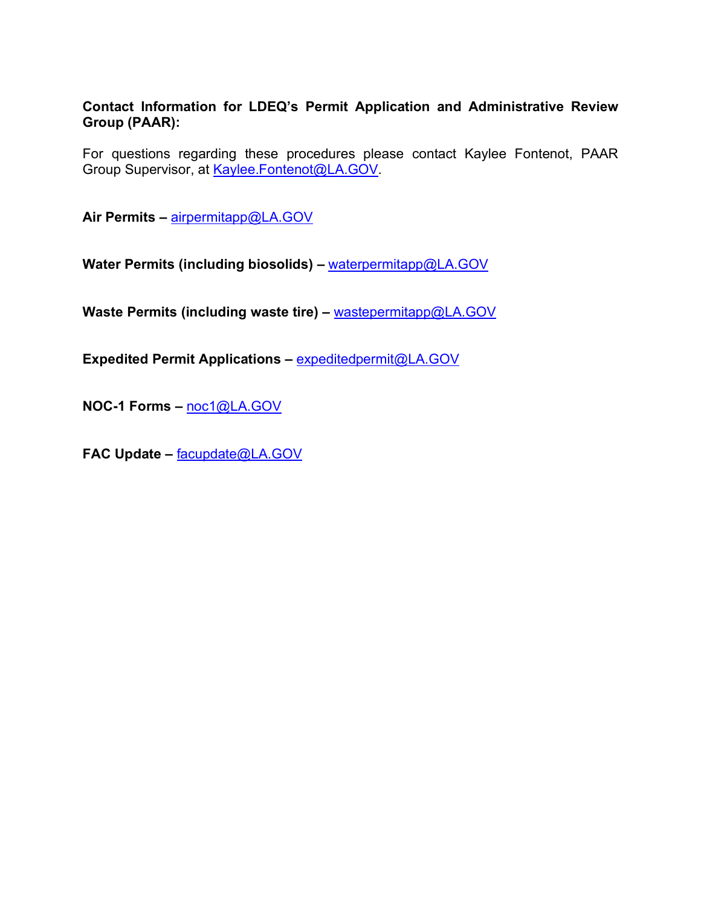**Contact Information for LDEQ's Permit Application and Administrative Review Group (PAAR):**

For questions regarding these procedures please contact Kaylee Fontenot, PAAR Group Supervisor, at Kaylee.Fontenot@LA.GOV.

**Air Permits –** airpermitapp@LA.GOV

**Water Permits (including biosolids) –** waterpermitapp@LA.GOV

**Waste Permits (including waste tire) –** wastepermitapp@LA.GOV

**Expedited Permit Applications –** expeditedpermit@LA.GOV

**NOC-1 Forms –** noc1@LA.GOV

**FAC Update –** facupdate@LA.GOV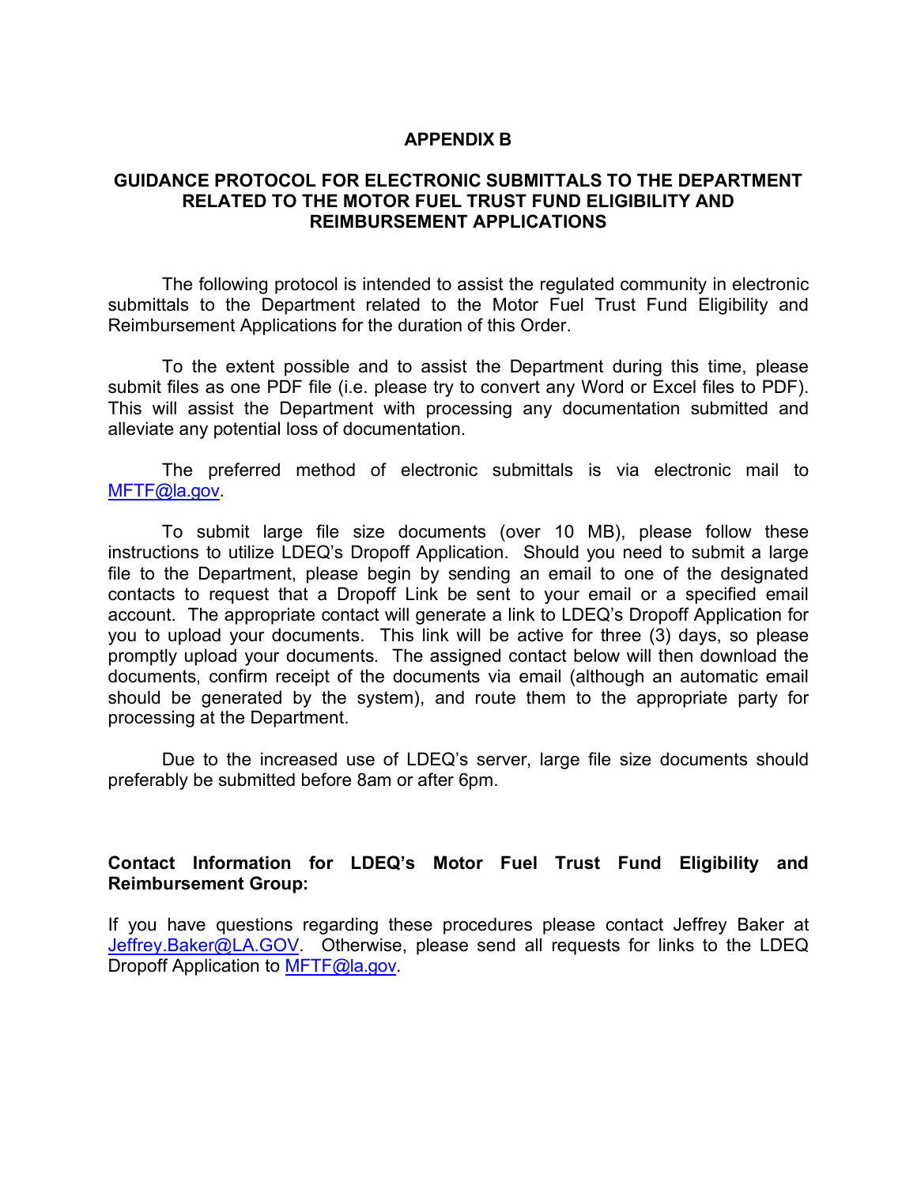# APPENDIX B

## GUIDANCE PROTOCOL FOR ELECTRONIC SUBMITTALS TO THE DEPARTMENT RELATED TO THE MOTOR FUEL TRUST FUND ELIGIBILITY AND REIMBURSEMENT APPLICATIONS

The following protocol is intended to assist the regulated community in electronic submittals to the Department related to the Motor Fuel Trust Fund Eligibility and Reimbursement Applications for the duration of this Order.

To the extent possible and to assist the Department during this time, please submit files as one PDF file (i.e. please try to convert any Word or Excel files to PDF). This will assist the Department with processing any documentation submitted and alleviate any potential loss of documentation.

The preferred method of electronic submittals is via electronic mail to MFTF@la.gov.

To submit large file size documents (over 10 MB), please follow these instructions to utilize LDEQ's Dropoff Application. Should you need to submit a large file to the Department, please begin by sending an email to one of the designated contacts to request that a Dropoff Link be sent to your email or a specified email account. The appropriate contact will generate a link to LDEQ's Dropoff Application for you to upload your documents. This link will be active for three (3) days, so please promptly upload your documents. The assigned contact below will then download the documents, confirm receipt of the documents via email (although an automatic email should be generated by the system), and route them to the appropriate party for processing at the Department.

Due to the increased use of LDEQ's server, large file size documents should preferably be submitted before 8am or after 6pm.

**Contact Information for LDEQ's Motor Fuel Trust Fund Eligibility and Reimbursement Group:**

If you have questions regarding these procedures please contact Jeffrey Baker at Jeffrey.Baker@LA.GOV. Otherwise, please send all requests for links to the LDEQ Dropoff Application to MFTF@la.gov.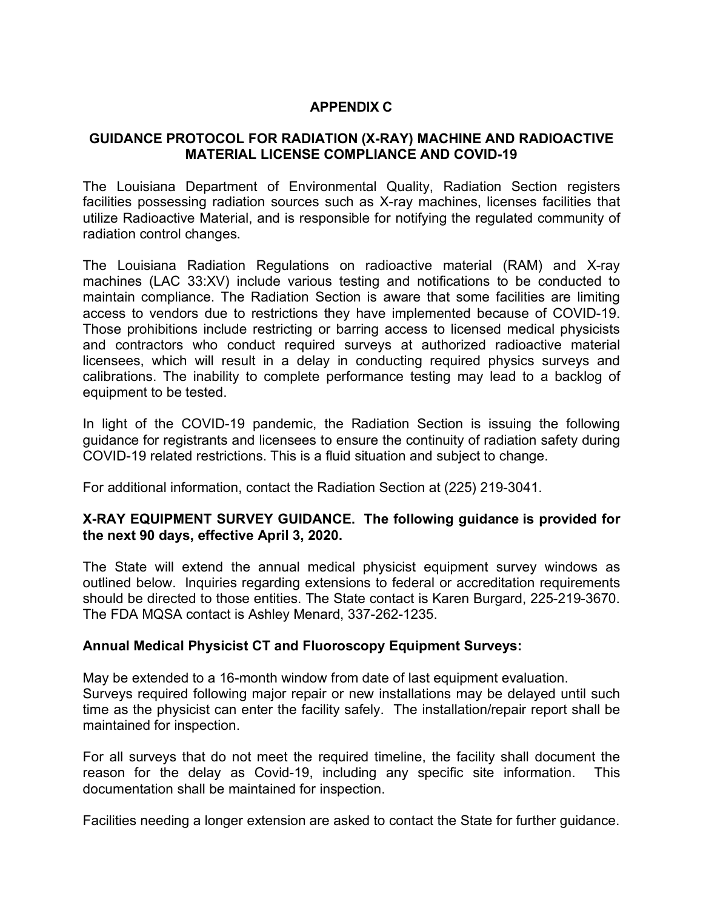# APPENDIX C

## GUIDANCE PROTOCOL FOR RADIATION (X-RAY) MACHINE AND RADIOACTIVE MATERIAL LICENSE COMPLIANCE AND COVID-19

The Louisiana Department of Environmental Quality, Radiation Section registers facilities possessing radiation sources such as X-ray machines, licenses facilities that utilize Radioactive Material, and is responsible for notifying the regulated community of radiation control changes.

The Louisiana Radiation Regulations on radioactive material (RAM) and X-ray machines (LAC 33:XV) include various testing and notifications to be conducted to maintain compliance. The Radiation Section is aware that some facilities are limiting access to vendors due to restrictions they have implemented because of COVID-19. Those prohibitions include restricting or barring access to licensed medical physicists and contractors who conduct required surveys at authorized radioactive material licensees, which will result in a delay in conducting required physics surveys and calibrations. The inability to complete performance testing may lead to a backlog of equipment to be tested.

In light of the COVID-19 pandemic, the Radiation Section is issuing the following guidance for registrants and licensees to ensure the continuity of radiation safety during COVID-19 related restrictions. This is a fluid situation and subject to change.

For additional information, contact the Radiation Section at (225) 219-3041.

**X-RAY EQUIPMENT SURVEY GUIDANCE. The following guidance is provided for the next 90 days, effective April 3, 2020.**

The State will extend the annual medical physicist equipment survey windows as outlined below. Inquiries regarding extensions to federal or accreditation requirements should be directed to those entities. The State contact is Karen Burgard, 225-219-3670. The FDA MQSA contact is Ashley Menard, 337-262-1235.

**Annual Medical Physicist CT and Fluoroscopy Equipment Surveys:**

May be extended to a 16-month window from date of last equipment evaluation.
Surveys required following major repair or new installations may be delayed until such time as the physicist can enter the facility safely. The installation/repair report shall be maintained for inspection.

For all surveys that do not meet the required timeline, the facility shall document the reason for the delay as Covid-19, including any specific site information. This documentation shall be maintained for inspection.

Facilities needing a longer extension are asked to contact the State for further guidance.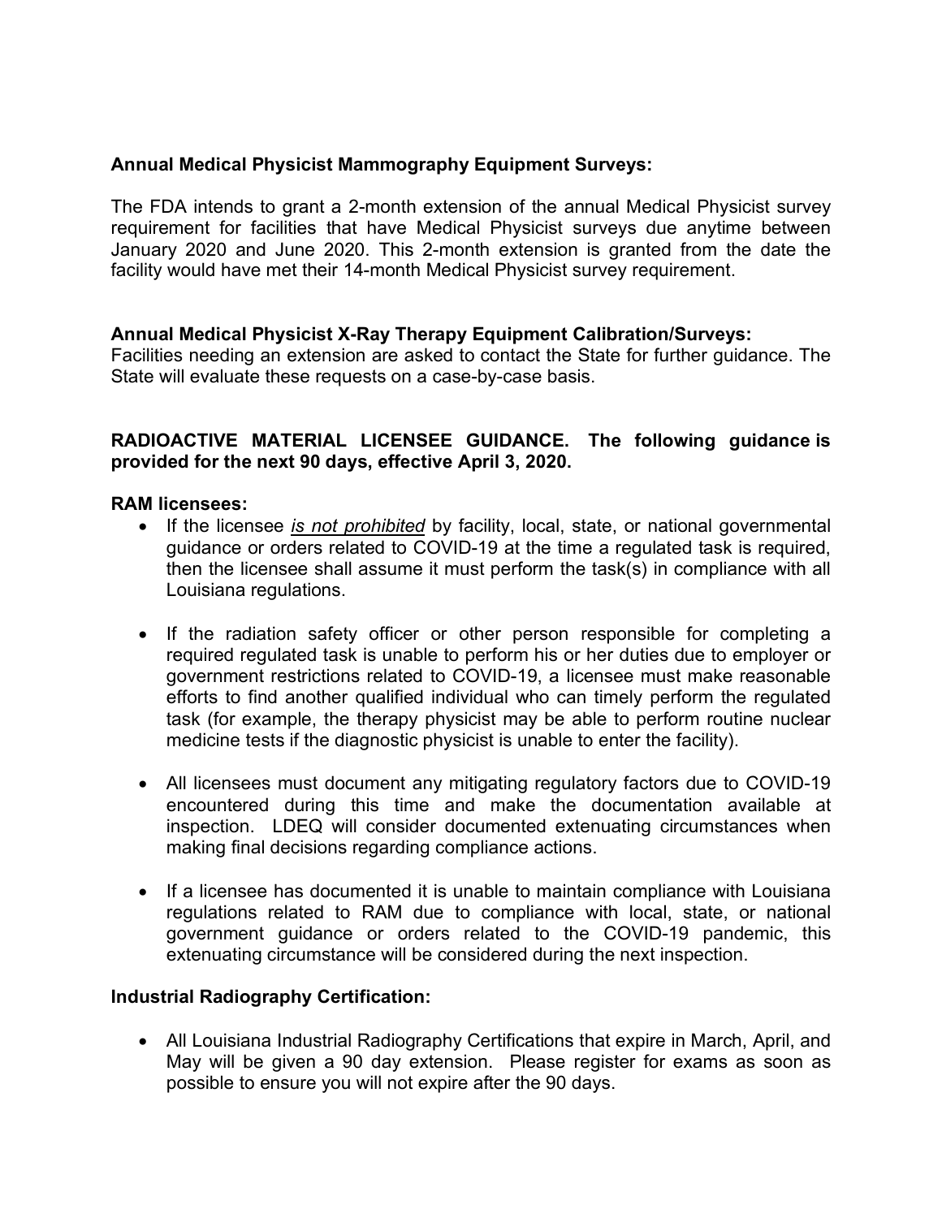**Annual Medical Physicist Mammography Equipment Surveys:**

The FDA intends to grant a 2-month extension of the annual Medical Physicist survey requirement for facilities that have Medical Physicist surveys due anytime between January 2020 and June 2020. This 2-month extension is granted from the date the facility would have met their 14-month Medical Physicist survey requirement.

**Annual Medical Physicist X-Ray Therapy Equipment Calibration/Surveys:**
Facilities needing an extension are asked to contact the State for further guidance. The State will evaluate these requests on a case-by-case basis.

**RADIOACTIVE MATERIAL LICENSEE GUIDANCE. The following guidance is provided for the next 90 days, effective April 3, 2020.**

**RAM licensees:**

- If the licensee *is not prohibited* by facility, local, state, or national governmental guidance or orders related to COVID-19 at the time a regulated task is required, then the licensee shall assume it must perform the task(s) in compliance with all Louisiana regulations.
- If the radiation safety officer or other person responsible for completing a required regulated task is unable to perform his or her duties due to employer or government restrictions related to COVID-19, a licensee must make reasonable efforts to find another qualified individual who can timely perform the regulated task (for example, the therapy physicist may be able to perform routine nuclear medicine tests if the diagnostic physicist is unable to enter the facility).
- All licensees must document any mitigating regulatory factors due to COVID-19 encountered during this time and make the documentation available at inspection. LDEQ will consider documented extenuating circumstances when making final decisions regarding compliance actions.
- If a licensee has documented it is unable to maintain compliance with Louisiana regulations related to RAM due to compliance with local, state, or national government guidance or orders related to the COVID-19 pandemic, this extenuating circumstance will be considered during the next inspection.

**Industrial Radiography Certification:**

- All Louisiana Industrial Radiography Certifications that expire in March, April, and May will be given a 90 day extension. Please register for exams as soon as possible to ensure you will not expire after the 90 days.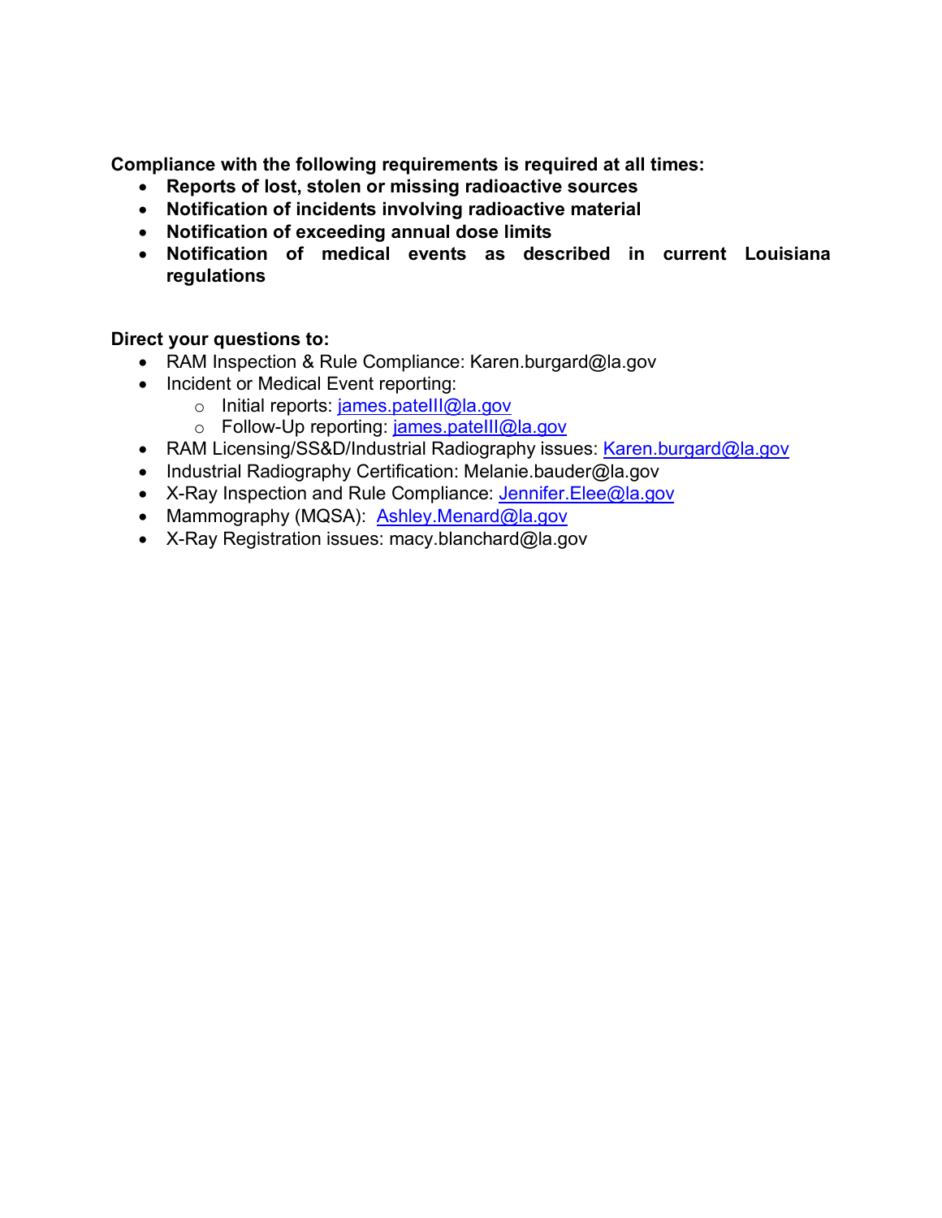**Compliance with the following requirements is required at all times:**

- **Reports of lost, stolen or missing radioactive sources**
- **Notification of incidents involving radioactive material**
- **Notification of exceeding annual dose limits**
- **Notification of medical events as described in current Louisiana regulations**

**Direct your questions to:**

- RAM Inspection & Rule Compliance: Karen.burgard@la.gov
- Incident or Medical Event reporting:
  - Initial reports: james.patelll@la.gov
  - Follow-Up reporting: james.patelll@la.gov
- RAM Licensing/SS&D/Industrial Radiography issues: Karen.burgard@la.gov
- Industrial Radiography Certification: Melanie.bauder@la.gov
- X-Ray Inspection and Rule Compliance: Jennifer.Elee@la.gov
- Mammography (MQSA): Ashley.Menard@la.gov
- X-Ray Registration issues: macy.blanchard@la.gov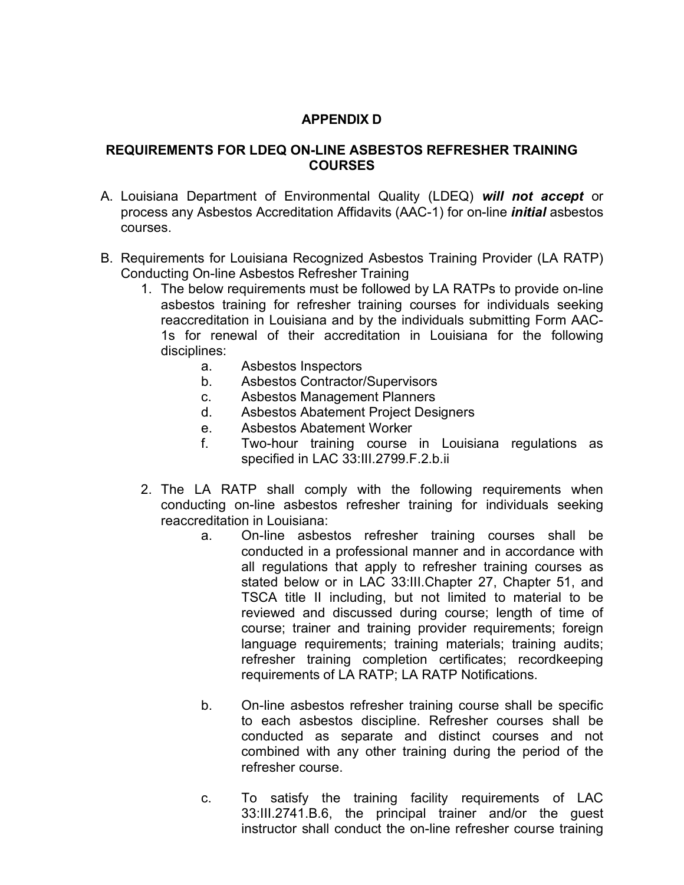# APPENDIX D

## REQUIREMENTS FOR LDEQ ON-LINE ASBESTOS REFRESHER TRAINING COURSES

A. Louisiana Department of Environmental Quality (LDEQ) ***will not accept*** or process any Asbestos Accreditation Affidavits (AAC-1) for on-line ***initial*** asbestos courses.

B. Requirements for Louisiana Recognized Asbestos Training Provider (LA RATP) Conducting On-line Asbestos Refresher Training

1. The below requirements must be followed by LA RATPs to provide on-line asbestos training for refresher training courses for individuals seeking reaccreditation in Louisiana and by the individuals submitting Form AAC-1s for renewal of their accreditation in Louisiana for the following disciplines:
   a. Asbestos Inspectors
   b. Asbestos Contractor/Supervisors
   c. Asbestos Management Planners
   d. Asbestos Abatement Project Designers
   e. Asbestos Abatement Worker
   f. Two-hour training course in Louisiana regulations as specified in LAC 33:III.2799.F.2.b.ii

2. The LA RATP shall comply with the following requirements when conducting on-line asbestos refresher training for individuals seeking reaccreditation in Louisiana:
   a. On-line asbestos refresher training courses shall be conducted in a professional manner and in accordance with all regulations that apply to refresher training courses as stated below or in LAC 33:III.Chapter 27, Chapter 51, and TSCA title II including, but not limited to material to be reviewed and discussed during course; length of time of course; trainer and training provider requirements; foreign language requirements; training materials; training audits; refresher training completion certificates; recordkeeping requirements of LA RATP; LA RATP Notifications.
   
   b. On-line asbestos refresher training course shall be specific to each asbestos discipline. Refresher courses shall be conducted as separate and distinct courses and not combined with any other training during the period of the refresher course.
   
   c. To satisfy the training facility requirements of LAC 33:III.2741.B.6, the principal trainer and/or the guest instructor shall conduct the on-line refresher course training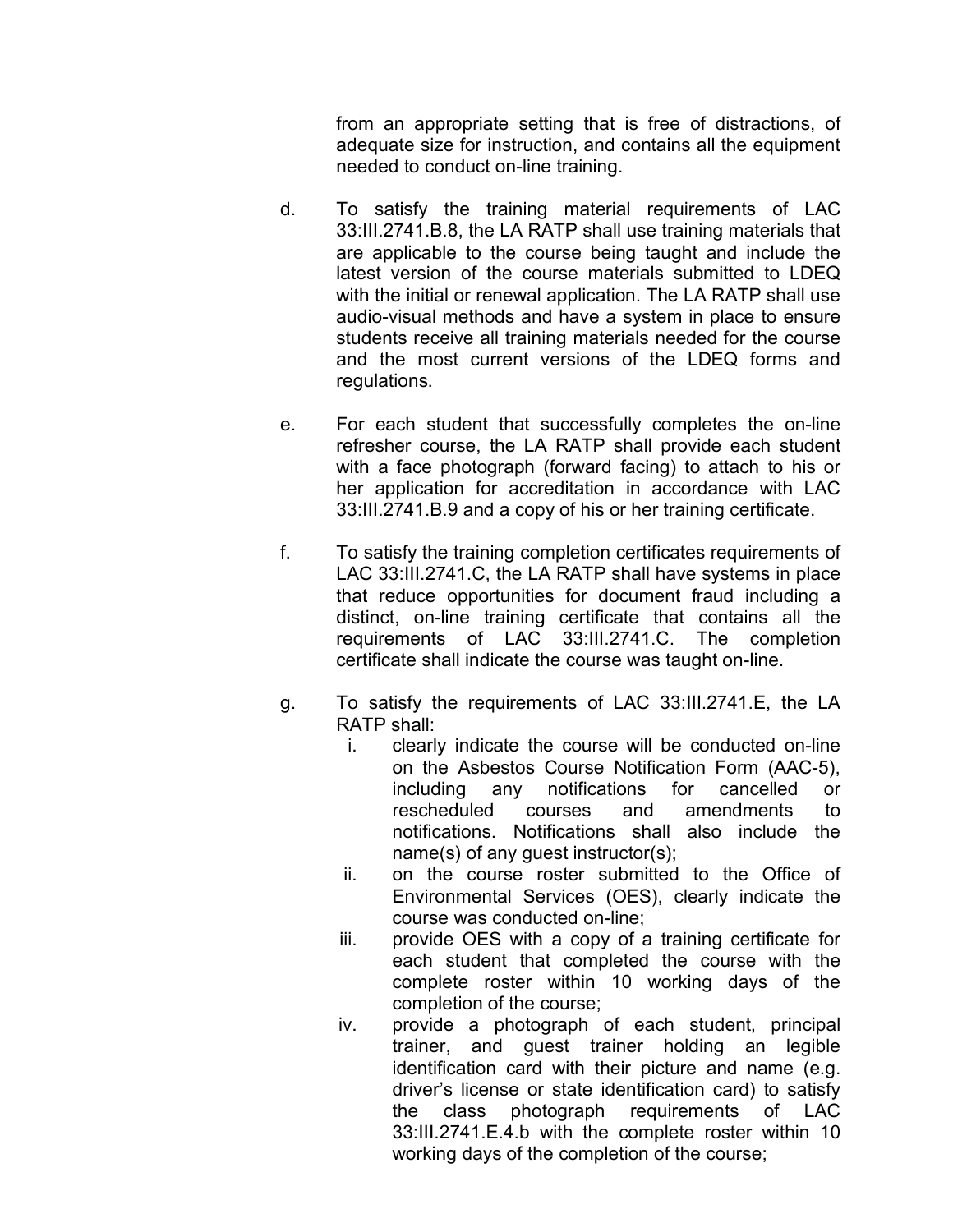from an appropriate setting that is free of distractions, of adequate size for instruction, and contains all the equipment needed to conduct on-line training.

d. To satisfy the training material requirements of LAC 33:III.2741.B.8, the LA RATP shall use training materials that are applicable to the course being taught and include the latest version of the course materials submitted to LDEQ with the initial or renewal application. The LA RATP shall use audio-visual methods and have a system in place to ensure students receive all training materials needed for the course and the most current versions of the LDEQ forms and regulations.

e. For each student that successfully completes the on-line refresher course, the LA RATP shall provide each student with a face photograph (forward facing) to attach to his or her application for accreditation in accordance with LAC 33:III.2741.B.9 and a copy of his or her training certificate.

f. To satisfy the training completion certificates requirements of LAC 33:III.2741.C, the LA RATP shall have systems in place that reduce opportunities for document fraud including a distinct, on-line training certificate that contains all the requirements of LAC 33:III.2741.C. The completion certificate shall indicate the course was taught on-line.

g. To satisfy the requirements of LAC 33:III.2741.E, the LA RATP shall:

   i. clearly indicate the course will be conducted on-line on the Asbestos Course Notification Form (AAC-5), including any notifications for cancelled or rescheduled courses and amendments to notifications. Notifications shall also include the name(s) of any guest instructor(s);
   ii. on the course roster submitted to the Office of Environmental Services (OES), clearly indicate the course was conducted on-line;
   iii. provide OES with a copy of a training certificate for each student that completed the course with the complete roster within 10 working days of the completion of the course;
   iv. provide a photograph of each student, principal trainer, and guest trainer holding an legible identification card with their picture and name (e.g. driver's license or state identification card) to satisfy the class photograph requirements of LAC 33:III.2741.E.4.b with the complete roster within 10 working days of the completion of the course;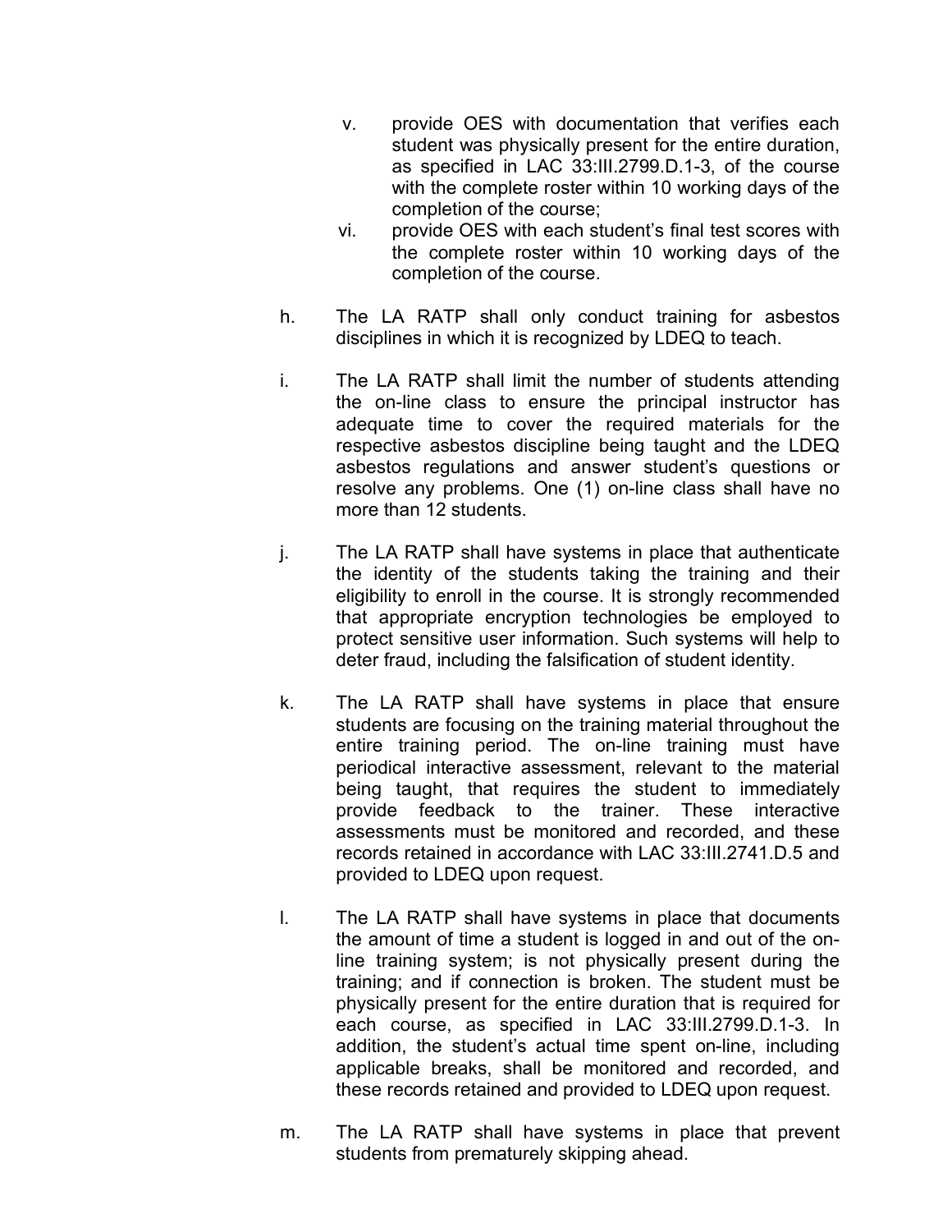v. provide OES with documentation that verifies each student was physically present for the entire duration, as specified in LAC 33:III.2799.D.1-3, of the course with the complete roster within 10 working days of the completion of the course;

vi. provide OES with each student's final test scores with the complete roster within 10 working days of the completion of the course.

h. The LA RATP shall only conduct training for asbestos disciplines in which it is recognized by LDEQ to teach.

i. The LA RATP shall limit the number of students attending the on-line class to ensure the principal instructor has adequate time to cover the required materials for the respective asbestos discipline being taught and the LDEQ asbestos regulations and answer student's questions or resolve any problems. One (1) on-line class shall have no more than 12 students.

j. The LA RATP shall have systems in place that authenticate the identity of the students taking the training and their eligibility to enroll in the course. It is strongly recommended that appropriate encryption technologies be employed to protect sensitive user information. Such systems will help to deter fraud, including the falsification of student identity.

k. The LA RATP shall have systems in place that ensure students are focusing on the training material throughout the entire training period. The on-line training must have periodical interactive assessment, relevant to the material being taught, that requires the student to immediately provide feedback to the trainer. These interactive assessments must be monitored and recorded, and these records retained in accordance with LAC 33:III.2741.D.5 and provided to LDEQ upon request.

l. The LA RATP shall have systems in place that documents the amount of time a student is logged in and out of the on-line training system; is not physically present during the training; and if connection is broken. The student must be physically present for the entire duration that is required for each course, as specified in LAC 33:III.2799.D.1-3. In addition, the student's actual time spent on-line, including applicable breaks, shall be monitored and recorded, and these records retained and provided to LDEQ upon request.

m. The LA RATP shall have systems in place that prevent students from prematurely skipping ahead.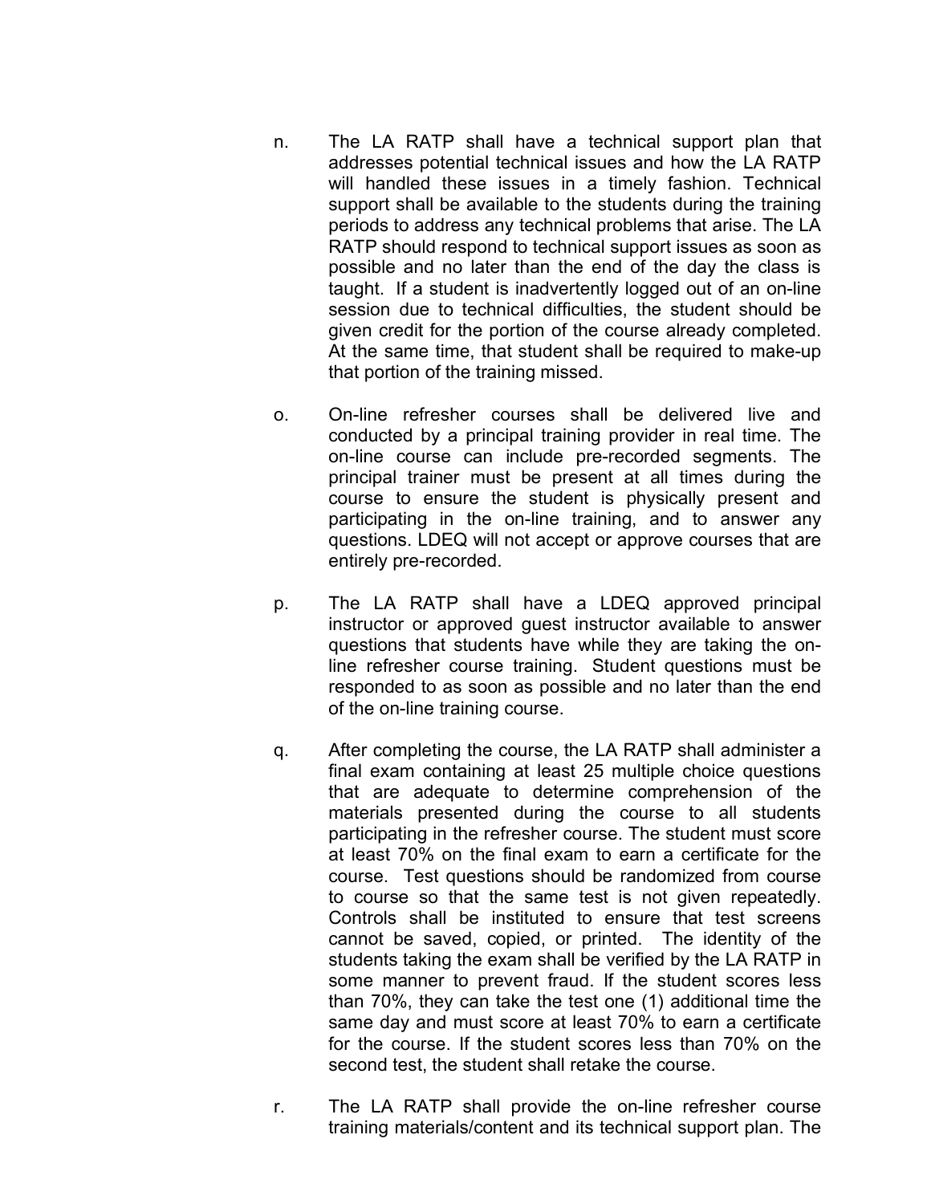n. The LA RATP shall have a technical support plan that addresses potential technical issues and how the LA RATP will handled these issues in a timely fashion. Technical support shall be available to the students during the training periods to address any technical problems that arise. The LA RATP should respond to technical support issues as soon as possible and no later than the end of the day the class is taught. If a student is inadvertently logged out of an on-line session due to technical difficulties, the student should be given credit for the portion of the course already completed. At the same time, that student shall be required to make-up that portion of the training missed.

o. On-line refresher courses shall be delivered live and conducted by a principal training provider in real time. The on-line course can include pre-recorded segments. The principal trainer must be present at all times during the course to ensure the student is physically present and participating in the on-line training, and to answer any questions. LDEQ will not accept or approve courses that are entirely pre-recorded.

p. The LA RATP shall have a LDEQ approved principal instructor or approved guest instructor available to answer questions that students have while they are taking the on-line refresher course training. Student questions must be responded to as soon as possible and no later than the end of the on-line training course.

q. After completing the course, the LA RATP shall administer a final exam containing at least 25 multiple choice questions that are adequate to determine comprehension of the materials presented during the course to all students participating in the refresher course. The student must score at least 70% on the final exam to earn a certificate for the course. Test questions should be randomized from course to course so that the same test is not given repeatedly. Controls shall be instituted to ensure that test screens cannot be saved, copied, or printed. The identity of the students taking the exam shall be verified by the LA RATP in some manner to prevent fraud. If the student scores less than 70%, they can take the test one (1) additional time the same day and must score at least 70% to earn a certificate for the course. If the student scores less than 70% on the second test, the student shall retake the course.

r. The LA RATP shall provide the on-line refresher course training materials/content and its technical support plan. The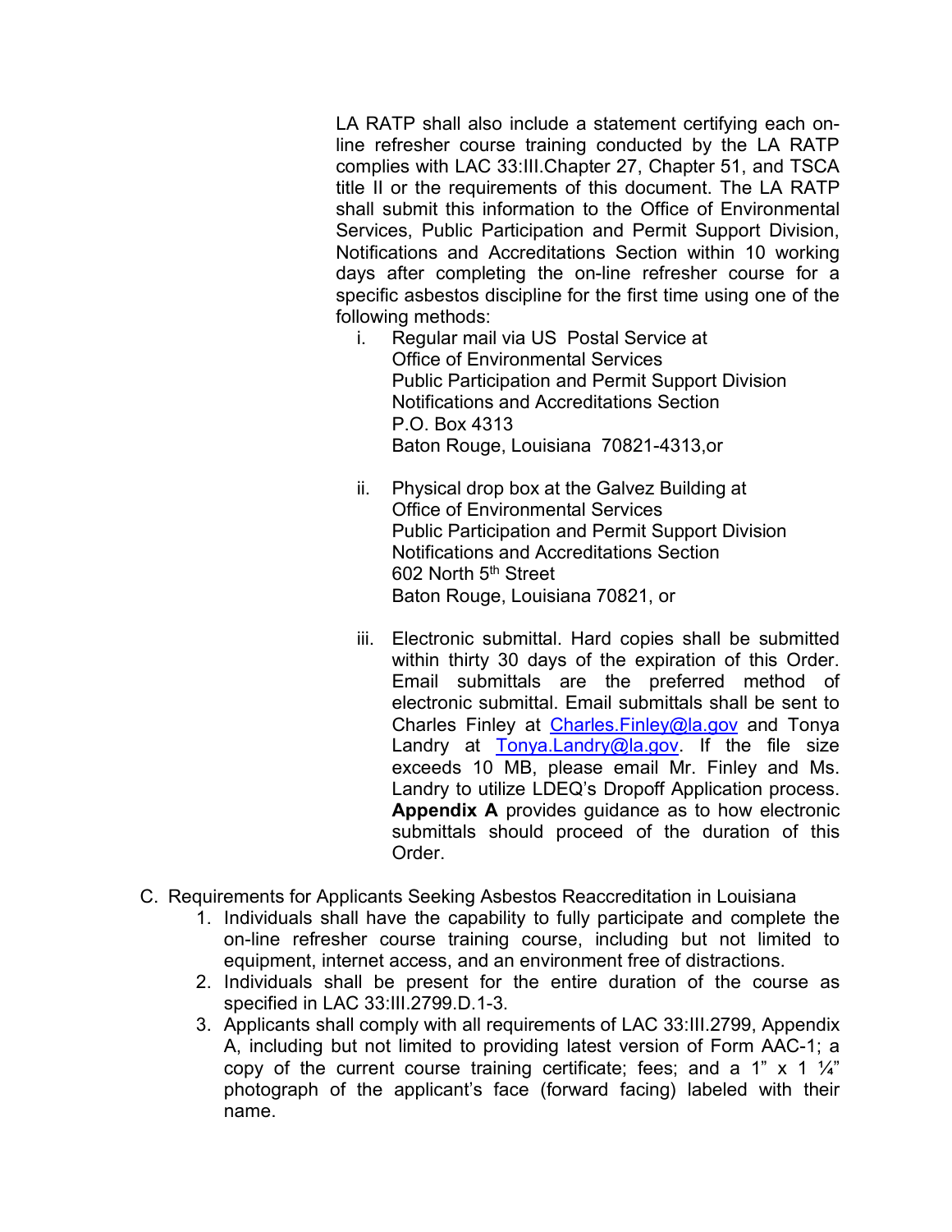LA RATP shall also include a statement certifying each on-line refresher course training conducted by the LA RATP complies with LAC 33:III.Chapter 27, Chapter 51, and TSCA title II or the requirements of this document. The LA RATP shall submit this information to the Office of Environmental Services, Public Participation and Permit Support Division, Notifications and Accreditations Section within 10 working days after completing the on-line refresher course for a specific asbestos discipline for the first time using one of the following methods:

i. Regular mail via US Postal Service at
   Office of Environmental Services
   Public Participation and Permit Support Division
   Notifications and Accreditations Section
   P.O. Box 4313
   Baton Rouge, Louisiana 70821-4313,or

ii. Physical drop box at the Galvez Building at
   Office of Environmental Services
   Public Participation and Permit Support Division
   Notifications and Accreditations Section
   602 North 5th Street
   Baton Rouge, Louisiana 70821, or

iii. Electronic submittal. Hard copies shall be submitted within thirty 30 days of the expiration of this Order. Email submittals are the preferred method of electronic submittal. Email submittals shall be sent to Charles Finley at Charles.Finley@la.gov and Tonya Landry at Tonya.Landry@la.gov. If the file size exceeds 10 MB, please email Mr. Finley and Ms. Landry to utilize LDEQ's Dropoff Application process. **Appendix A** provides guidance as to how electronic submittals should proceed of the duration of this Order.

C. Requirements for Applicants Seeking Asbestos Reaccreditation in Louisiana
   1. Individuals shall have the capability to fully participate and complete the on-line refresher course training course, including but not limited to equipment, internet access, and an environment free of distractions.
   2. Individuals shall be present for the entire duration of the course as specified in LAC 33:III.2799.D.1-3.
   3. Applicants shall comply with all requirements of LAC 33:III.2799, Appendix A, including but not limited to providing latest version of Form AAC-1; a copy of the current course training certificate; fees; and a 1" x 1 ¼" photograph of the applicant's face (forward facing) labeled with their name.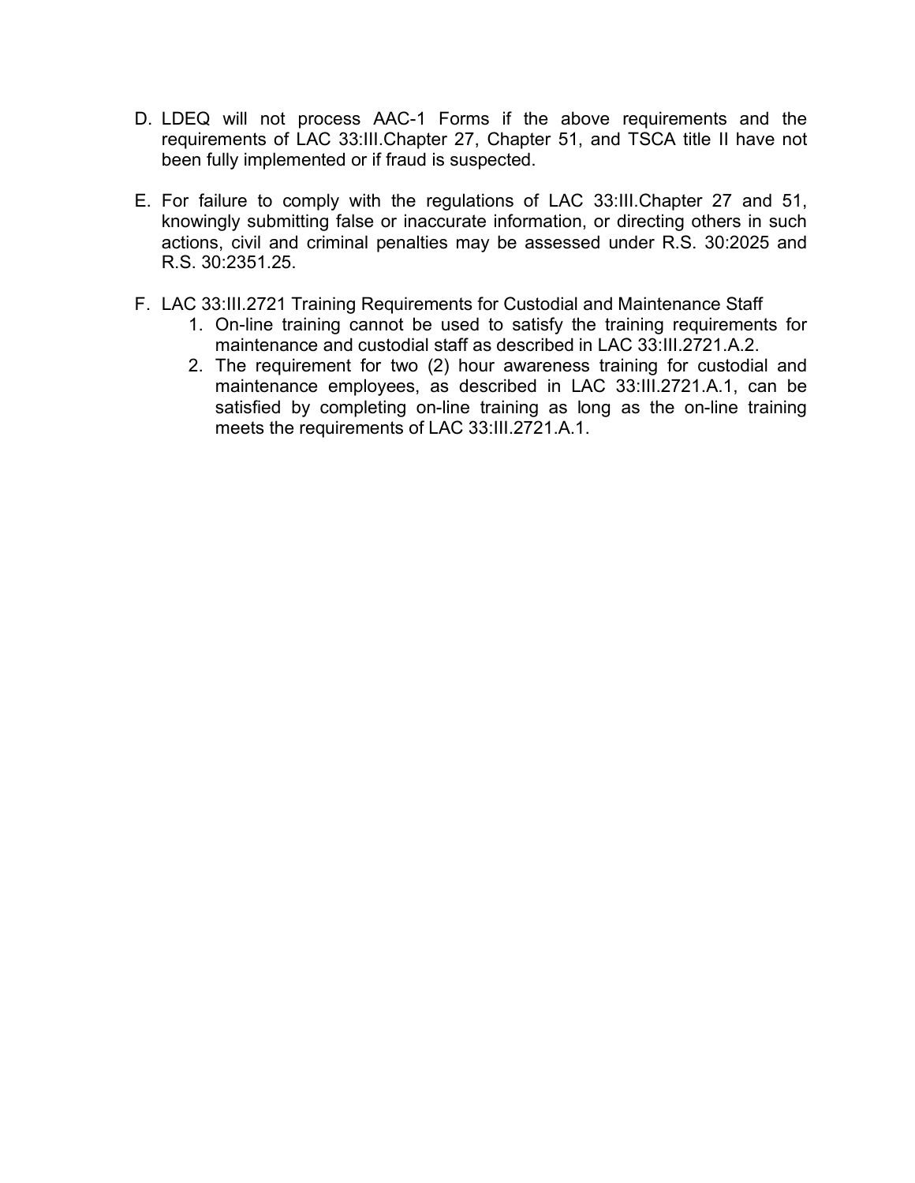D. LDEQ will not process AAC-1 Forms if the above requirements and the requirements of LAC 33:III.Chapter 27, Chapter 51, and TSCA title II have not been fully implemented or if fraud is suspected.

E. For failure to comply with the regulations of LAC 33:III.Chapter 27 and 51, knowingly submitting false or inaccurate information, or directing others in such actions, civil and criminal penalties may be assessed under R.S. 30:2025 and R.S. 30:2351.25.

F. LAC 33:III.2721 Training Requirements for Custodial and Maintenance Staff
   1. On-line training cannot be used to satisfy the training requirements for maintenance and custodial staff as described in LAC 33:III.2721.A.2.
   2. The requirement for two (2) hour awareness training for custodial and maintenance employees, as described in LAC 33:III.2721.A.1, can be satisfied by completing on-line training as long as the on-line training meets the requirements of LAC 33:III.2721.A.1.